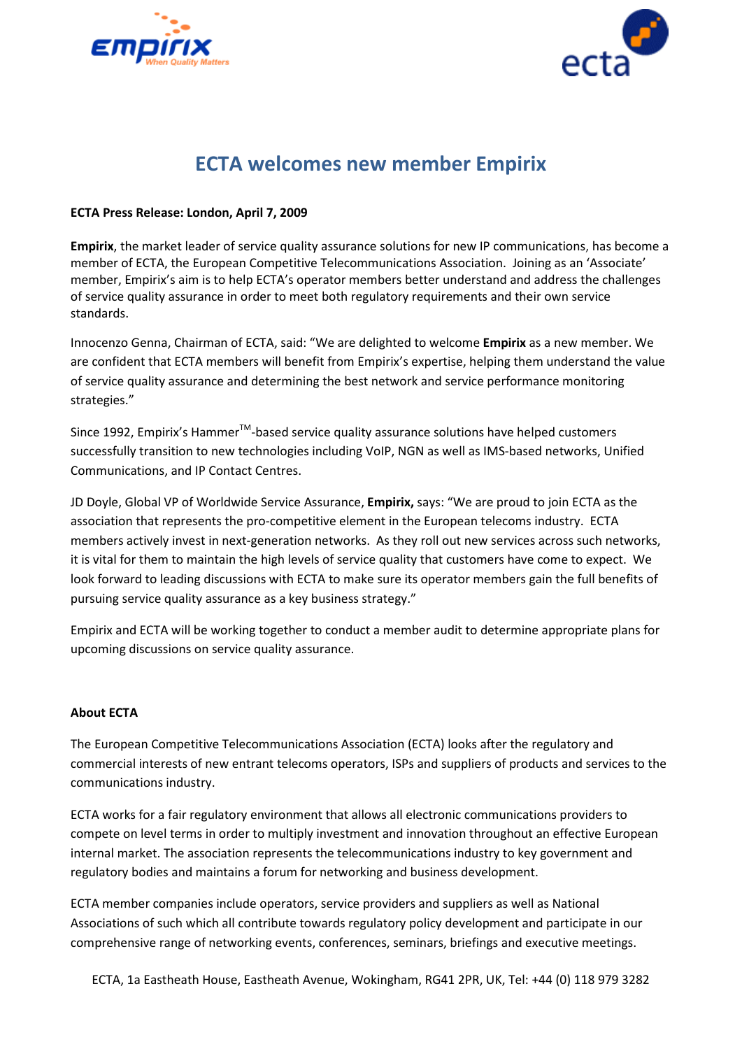# ECTA welcomes new member Empirix

**ECTA Press Release: London, April 7, 2009**

**Empirix**, the market leader of service quality assurance solutions for new IP communications, has become a member of ECTA, the European Competitive Telecommunications Association. Joining as an 'Associate' member, Empirix's aim is to help ECTA's operator members better understand and address the challenges of service quality assurance in order to meet both regulatory requirements and their own service standards.

Innocenzo Genna, Chairman of ECTA, said: "We are delighted to welcome **Empirix** as a new member. We are confident that ECTA members will benefit from Empirix's expertise, helping them understand the value of service quality assurance and determining the best network and service performance monitoring strategies."

Since 1992, Empirix's Hammer$^{TM}$-based service quality assurance solutions have helped customers successfully transition to new technologies including VoIP, NGN as well as IMS-based networks, Unified Communications, and IP Contact Centres.

JD Doyle, Global VP of Worldwide Service Assurance, **Empirix,** says: "We are proud to join ECTA as the association that represents the pro-competitive element in the European telecoms industry. ECTA members actively invest in next-generation networks. As they roll out new services across such networks, it is vital for them to maintain the high levels of service quality that customers have come to expect. We look forward to leading discussions with ECTA to make sure its operator members gain the full benefits of pursuing service quality assurance as a key business strategy."

Empirix and ECTA will be working together to conduct a member audit to determine appropriate plans for upcoming discussions on service quality assurance.

**About ECTA**

The European Competitive Telecommunications Association (ECTA) looks after the regulatory and commercial interests of new entrant telecoms operators, ISPs and suppliers of products and services to the communications industry.

ECTA works for a fair regulatory environment that allows all electronic communications providers to compete on level terms in order to multiply investment and innovation throughout an effective European internal market. The association represents the telecommunications industry to key government and regulatory bodies and maintains a forum for networking and business development.

ECTA member companies include operators, service providers and suppliers as well as National Associations of such which all contribute towards regulatory policy development and participate in our comprehensive range of networking events, conferences, seminars, briefings and executive meetings.

ECTA, 1a Eastheath House, Eastheath Avenue, Wokingham, RG41 2PR, UK, Tel: +44 (0) 118 979 3282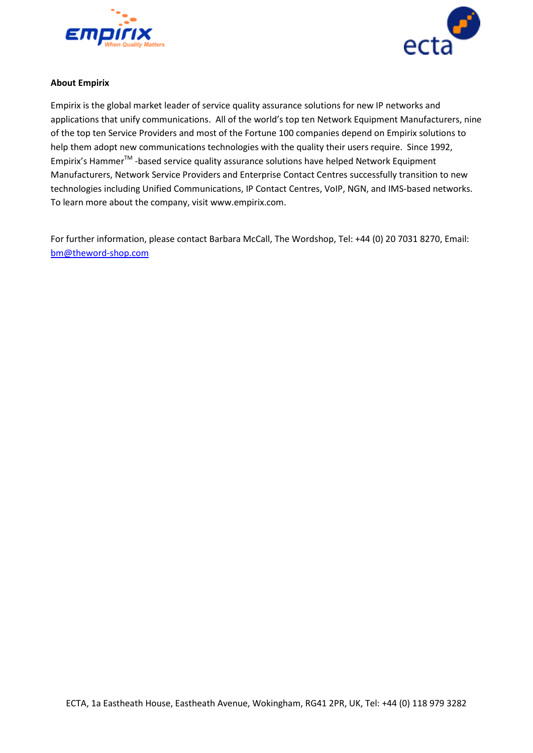**About Empirix**

Empirix is the global market leader of service quality assurance solutions for new IP networks and applications that unify communications. All of the world's top ten Network Equipment Manufacturers, nine of the top ten Service Providers and most of the Fortune 100 companies depend on Empirix solutions to help them adopt new communications technologies with the quality their users require. Since 1992, Empirix's Hammer™ -based service quality assurance solutions have helped Network Equipment Manufacturers, Network Service Providers and Enterprise Contact Centres successfully transition to new technologies including Unified Communications, IP Contact Centres, VoIP, NGN, and IMS-based networks. To learn more about the company, visit www.empirix.com.

For further information, please contact Barbara McCall, The Wordshop, Tel: +44 (0) 20 7031 8270, Email: bm@theword-shop.com

ECTA, 1a Eastheath House, Eastheath Avenue, Wokingham, RG41 2PR, UK, Tel: +44 (0) 118 979 3282